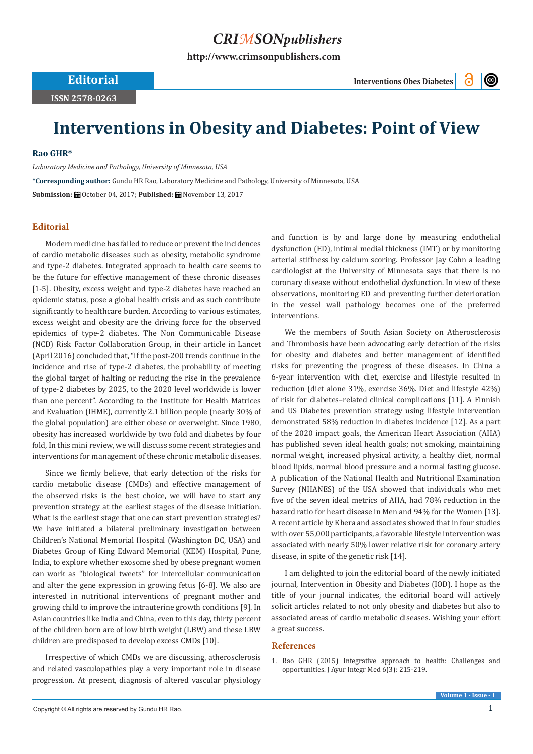# Interventions in Obesity and Diabetes: Point of View

**Rao GHR***

*Laboratory Medicine and Pathology, University of Minnesota, USA*

**\*Corresponding author:** Gundu HR Rao, Laboratory Medicine and Pathology, University of Minnesota, USA

**Submission:** October 04, 2017; **Published:** November 13, 2017

## Editorial

Modern medicine has failed to reduce or prevent the incidences of cardio metabolic diseases such as obesity, metabolic syndrome and type-2 diabetes. Integrated approach to health care seems to be the future for effective management of these chronic diseases [1-5]. Obesity, excess weight and type-2 diabetes have reached an epidemic status, pose a global health crisis and as such contribute significantly to healthcare burden. According to various estimates, excess weight and obesity are the driving force for the observed epidemics of type-2 diabetes. The Non Communicable Disease (NCD) Risk Factor Collaboration Group, in their article in Lancet (April 2016) concluded that, "if the post-200 trends continue in the incidence and rise of type-2 diabetes, the probability of meeting the global target of halting or reducing the rise in the prevalence of type-2 diabetes by 2025, to the 2020 level worldwide is lower than one percent". According to the Institute for Health Matrices and Evaluation (IHME), currently 2.1 billion people (nearly 30% of the global population) are either obese or overweight. Since 1980, obesity has increased worldwide by two fold and diabetes by four fold, In this mini review, we will discuss some recent strategies and interventions for management of these chronic metabolic diseases.

Since we firmly believe, that early detection of the risks for cardio metabolic disease (CMDs) and effective management of the observed risks is the best choice, we will have to start any prevention strategy at the earliest stages of the disease initiation. What is the earliest stage that one can start prevention strategies? We have initiated a bilateral preliminary investigation between Children's National Memorial Hospital (Washington DC, USA) and Diabetes Group of King Edward Memorial (KEM) Hospital, Pune, India, to explore whether exosome shed by obese pregnant women can work as "biological tweets" for intercellular communication and alter the gene expression in growing fetus [6-8]. We also are interested in nutritional interventions of pregnant mother and growing child to improve the intrauterine growth conditions [9]. In Asian countries like India and China, even to this day, thirty percent of the children born are of low birth weight (LBW) and these LBW children are predisposed to develop excess CMDs [10].

Irrespective of which CMDs we are discussing, atherosclerosis and related vasculopathies play a very important role in disease progression. At present, diagnosis of altered vascular physiology and function is by and large done by measuring endothelial dysfunction (ED), intimal medial thickness (IMT) or by monitoring arterial stiffness by calcium scoring. Professor Jay Cohn a leading cardiologist at the University of Minnesota says that there is no coronary disease without endothelial dysfunction. In view of these observations, monitoring ED and preventing further deterioration in the vessel wall pathology becomes one of the preferred interventions.

We the members of South Asian Society on Atherosclerosis and Thrombosis have been advocating early detection of the risks for obesity and diabetes and better management of identified risks for preventing the progress of these diseases. In China a 6-year intervention with diet, exercise and lifestyle resulted in reduction (diet alone 31%, exercise 36%. Diet and lifestyle 42%) of risk for diabetes–related clinical complications [11]. A Finnish and US Diabetes prevention strategy using lifestyle intervention demonstrated 58% reduction in diabetes incidence [12]. As a part of the 2020 impact goals, the American Heart Association (AHA) has published seven ideal health goals; not smoking, maintaining normal weight, increased physical activity, a healthy diet, normal blood lipids, normal blood pressure and a normal fasting glucose. A publication of the National Health and Nutritional Examination Survey (NHANES) of the USA showed that individuals who met five of the seven ideal metrics of AHA, had 78% reduction in the hazard ratio for heart disease in Men and 94% for the Women [13]. A recent article by Khera and associates showed that in four studies with over 55,000 participants, a favorable lifestyle intervention was associated with nearly 50% lower relative risk for coronary artery disease, in spite of the genetic risk [14].

I am delighted to join the editorial board of the newly initiated journal, Intervention in Obesity and Diabetes (IOD). I hope as the title of your journal indicates, the editorial board will actively solicit articles related to not only obesity and diabetes but also to associated areas of cardio metabolic diseases. Wishing your effort a great success.

## References

1. Rao GHR (2015) Integrative approach to health: Challenges and opportunities. J Ayur Integr Med 6(3): 215-219.

Copyright © All rights are reserved by Gundu HR Rao.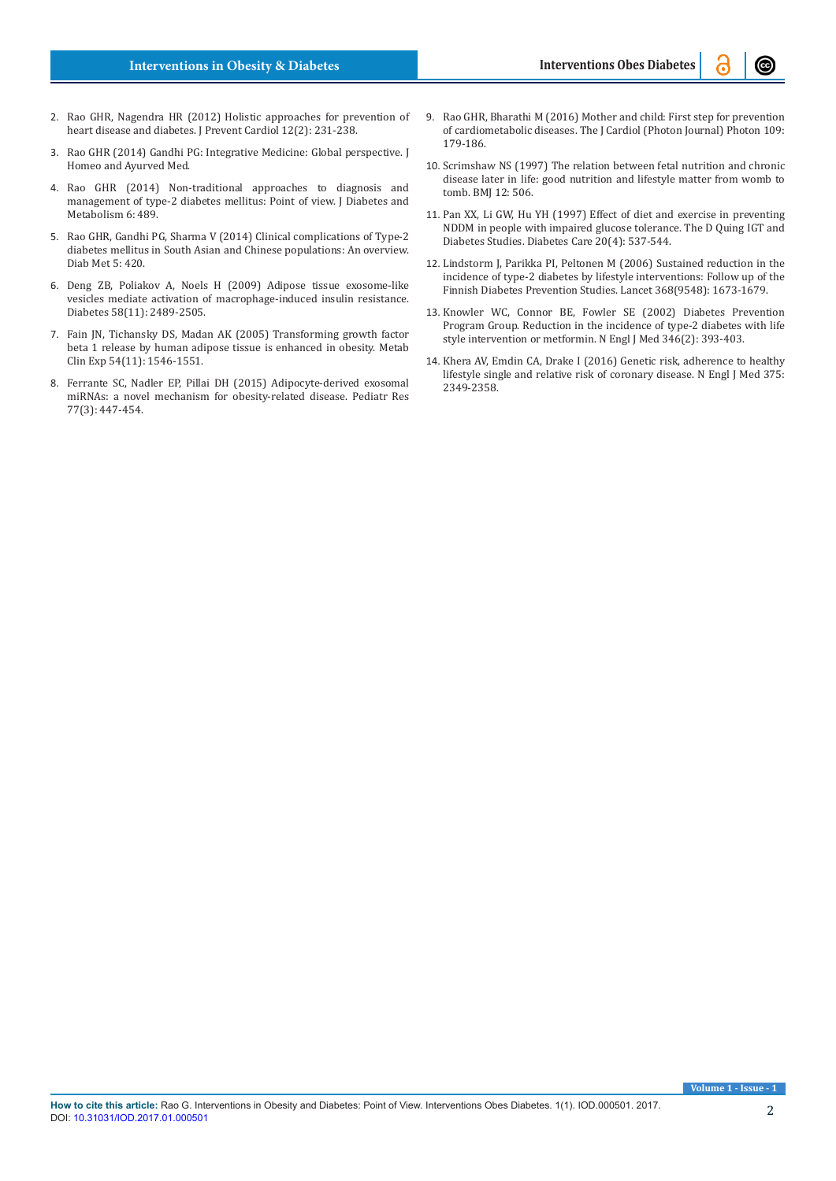2. Rao GHR, Nagendra HR (2012) Holistic approaches for prevention of heart disease and diabetes. J Prevent Cardiol 12(2): 231-238.

3. Rao GHR (2014) Gandhi PG: Integrative Medicine: Global perspective. J Homeo and Ayurved Med.

4. Rao GHR (2014) Non-traditional approaches to diagnosis and management of type-2 diabetes mellitus: Point of view. J Diabetes and Metabolism 6: 489.

5. Rao GHR, Gandhi PG, Sharma V (2014) Clinical complications of Type-2 diabetes mellitus in South Asian and Chinese populations: An overview. Diab Met 5: 420.

6. Deng ZB, Poliakov A, Noels H (2009) Adipose tissue exosome-like vesicles mediate activation of macrophage-induced insulin resistance. Diabetes 58(11): 2489-2505.

7. Fain JN, Tichansky DS, Madan AK (2005) Transforming growth factor beta 1 release by human adipose tissue is enhanced in obesity. Metab Clin Exp 54(11): 1546-1551.

8. Ferrante SC, Nadler EP, Pillai DH (2015) Adipocyte-derived exosomal miRNAs: a novel mechanism for obesity-related disease. Pediatr Res 77(3): 447-454.

9. Rao GHR, Bharathi M (2016) Mother and child: First step for prevention of cardiometabolic diseases. The J Cardiol (Photon Journal) Photon 109: 179-186.

10. Scrimshaw NS (1997) The relation between fetal nutrition and chronic disease later in life: good nutrition and lifestyle matter from womb to tomb. BMJ 12: 506.

11. Pan XX, Li GW, Hu YH (1997) Effect of diet and exercise in preventing NDDM in people with impaired glucose tolerance. The D Quing IGT and Diabetes Studies. Diabetes Care 20(4): 537-544.

12. Lindstorm J, Parikka PI, Peltonen M (2006) Sustained reduction in the incidence of type-2 diabetes by lifestyle interventions: Follow up of the Finnish Diabetes Prevention Studies. Lancet 368(9548): 1673-1679.

13. Knowler WC, Connor BE, Fowler SE (2002) Diabetes Prevention Program Group. Reduction in the incidence of type-2 diabetes with life style intervention or metformin. N Engl J Med 346(2): 393-403.

14. Khera AV, Emdin CA, Drake I (2016) Genetic risk, adherence to healthy lifestyle single and relative risk of coronary disease. N Engl J Med 375: 2349-2358.

**How to cite this article:** Rao G. Interventions in Obesity and Diabetes: Point of View. Interventions Obes Diabetes. 1(1). IOD.000501. 2017. DOI: 10.31031/IOD.2017.01.000501